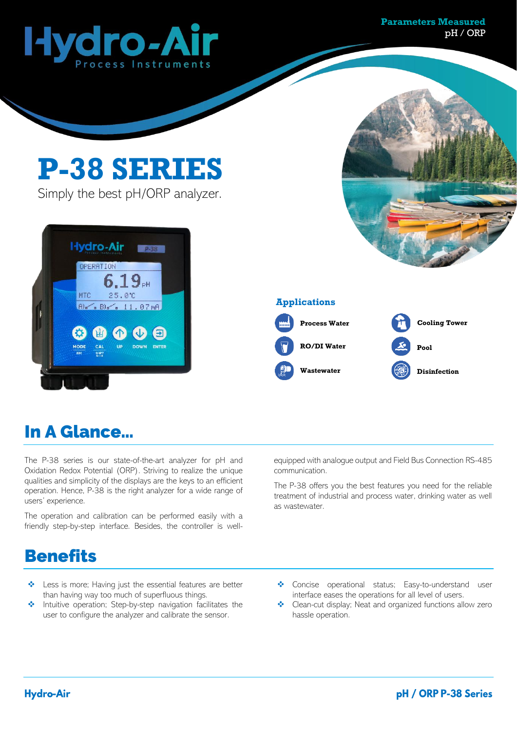Hydro-Air
Process Instruments

**Parameters Measured**
pH / ORP

# P-38 SERIES

Simply the best pH/ORP analyzer.

## Applications

- Process Water
- RO/DI Water
- Wastewater
- Cooling Tower
- Pool
- Disinfection

## In A Glance...

The P-38 series is our state-of-the-art analyzer for pH and Oxidation Redox Potential (ORP). Striving to realize the unique qualities and simplicity of the displays are the keys to an efficient operation. Hence, P-38 is the right analyzer for a wide range of users' experience.

The operation and calibration can be performed easily with a friendly step-by-step interface. Besides, the controller is well-equipped with analogue output and Field Bus Connection RS-485 communication.

The P-38 offers you the best features you need for the reliable treatment of industrial and process water, drinking water as well as wastewater.

## Benefits

- Less is more; Having just the essential features are better than having way too much of superfluous things.
- Intuitive operation; Step-by-step navigation facilitates the user to configure the analyzer and calibrate the sensor.
- Concise operational status; Easy-to-understand user interface eases the operations for all level of users.
- Clean-cut display; Neat and organized functions allow zero hassle operation.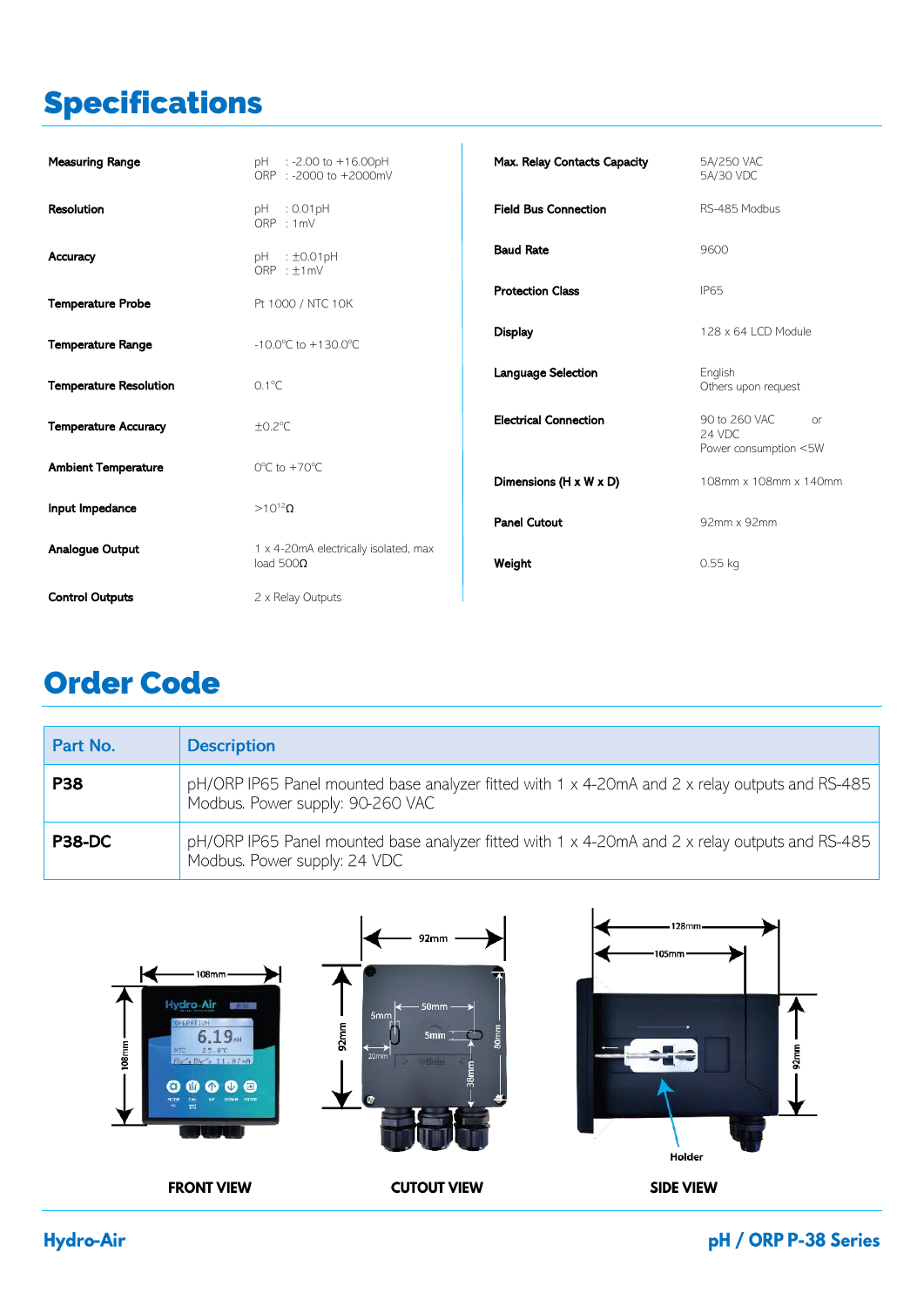# Specifications

| | |
|---|---|
| **Measuring Range** | pH : -2.00 to +16.00pH<br>ORP : -2000 to +2000mV |
| **Resolution** | pH : 0.01pH<br>ORP : 1mV |
| **Accuracy** | pH : ±0.01pH<br>ORP : ±1mV |
| **Temperature Probe** | Pt 1000 / NTC 10K |
| **Temperature Range** | -10.0°C to +130.0°C |
| **Temperature Resolution** | 0.1°C |
| **Temperature Accuracy** | ±0.2°C |
| **Ambient Temperature** | 0°C to +70°C |
| **Input Impedance** | $>10^{12}\Omega$ |
| **Analogue Output** | 1 x 4-20mA electrically isolated, max load 500Ω |
| **Control Outputs** | 2 x Relay Outputs |
| **Max. Relay Contacts Capacity** | 5A/250 VAC<br>5A/30 VDC |
| **Field Bus Connection** | RS-485 Modbus |
| **Baud Rate** | 9600 |
| **Protection Class** | IP65 |
| **Display** | 128 x 64 LCD Module |
| **Language Selection** | English<br>Others upon request |
| **Electrical Connection** | 90 to 260 VAC or<br>24 VDC<br>Power consumption <5W |
| **Dimensions (H x W x D)** | 108mm x 108mm x 140mm |
| **Panel Cutout** | 92mm x 92mm |
| **Weight** | 0.55 kg |

# Order Code

| Part No. | Description |
|---|---|
| **P38** | pH/ORP IP65 Panel mounted base analyzer fitted with 1 x 4-20mA and 2 x relay outputs and RS-485 Modbus. Power supply: 90-260 VAC |
| **P38-DC** | pH/ORP IP65 Panel mounted base analyzer fitted with 1 x 4-20mA and 2 x relay outputs and RS-485 Modbus. Power supply: 24 VDC |

108mm
108mm

**FRONT VIEW**

92mm
92mm
50mm
5mm
5mm
20mm
38mm
80mm

**CUTOUT VIEW**

128mm
105mm
92mm
Holder

**SIDE VIEW**